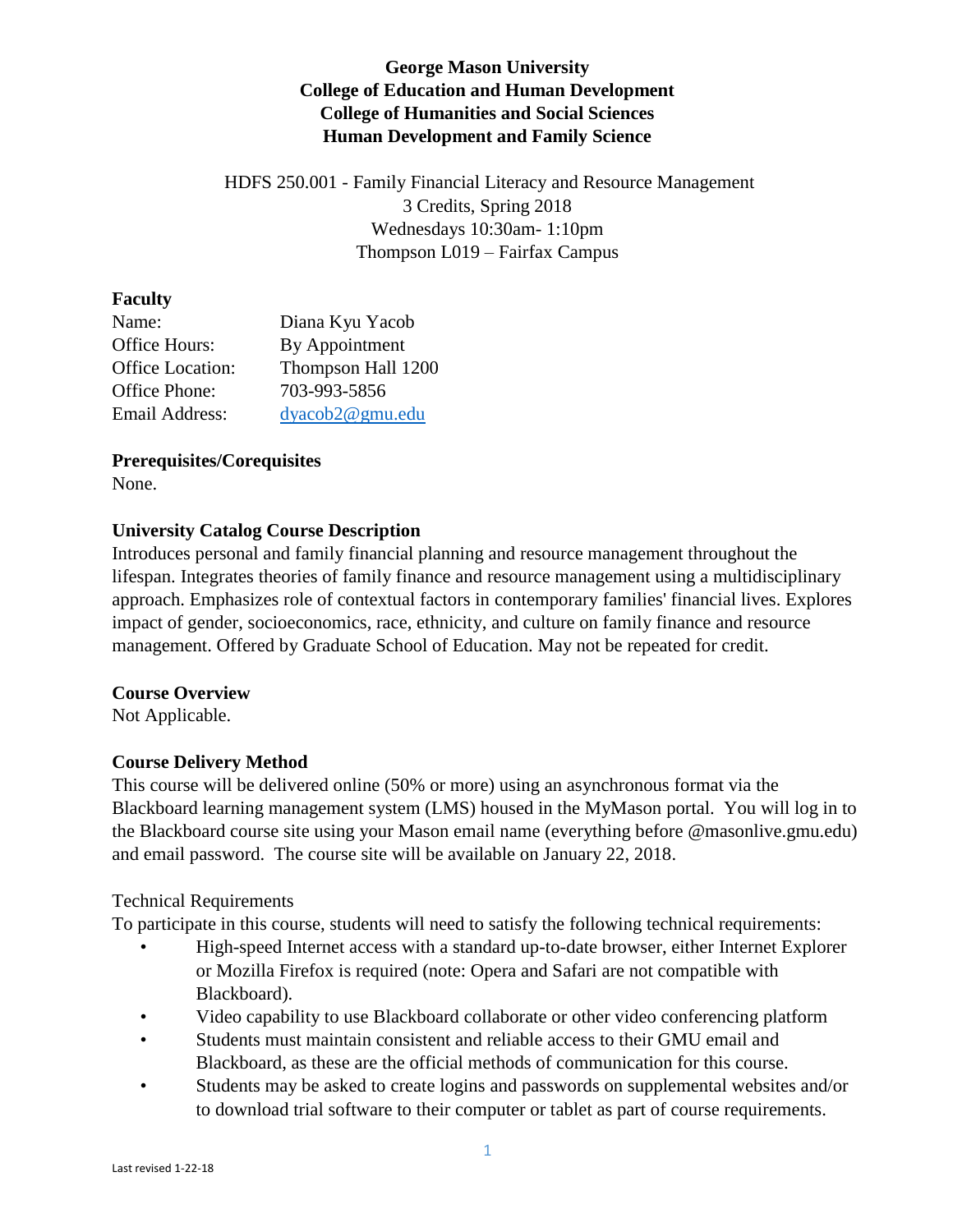# George Mason University
## College of Education and Human Development
## College of Humanities and Social Sciences
## Human Development and Family Science

HDFS 250.001 - Family Financial Literacy and Resource Management
3 Credits, Spring 2018
Wednesdays 10:30am- 1:10pm
Thompson L019 – Fairfax Campus

**Faculty**

| | |
|---|---|
| Name: | Diana Kyu Yacob |
| Office Hours: | By Appointment |
| Office Location: | Thompson Hall 1200 |
| Office Phone: | 703-993-5856 |
| Email Address: | dyacob2@gmu.edu |

**Prerequisites/Corequisites**

None.

**University Catalog Course Description**

Introduces personal and family financial planning and resource management throughout the lifespan. Integrates theories of family finance and resource management using a multidisciplinary approach. Emphasizes role of contextual factors in contemporary families' financial lives. Explores impact of gender, socioeconomics, race, ethnicity, and culture on family finance and resource management. Offered by Graduate School of Education. May not be repeated for credit.

**Course Overview**

Not Applicable.

**Course Delivery Method**

This course will be delivered online (50% or more) using an asynchronous format via the Blackboard learning management system (LMS) housed in the MyMason portal. You will log in to the Blackboard course site using your Mason email name (everything before @masonlive.gmu.edu) and email password. The course site will be available on January 22, 2018.

Technical Requirements

To participate in this course, students will need to satisfy the following technical requirements:

- High-speed Internet access with a standard up-to-date browser, either Internet Explorer or Mozilla Firefox is required (note: Opera and Safari are not compatible with Blackboard).
- Video capability to use Blackboard collaborate or other video conferencing platform
- Students must maintain consistent and reliable access to their GMU email and Blackboard, as these are the official methods of communication for this course.
- Students may be asked to create logins and passwords on supplemental websites and/or to download trial software to their computer or tablet as part of course requirements.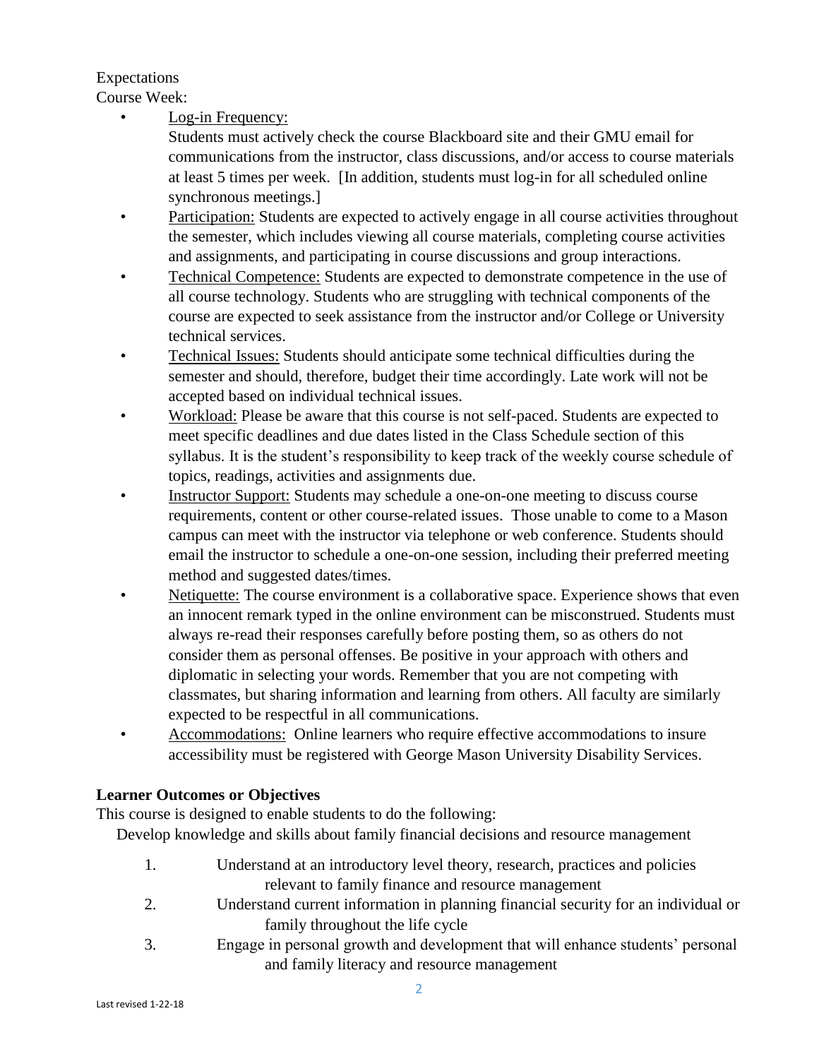Expectations

Course Week:

- Log-in Frequency:
  Students must actively check the course Blackboard site and their GMU email for communications from the instructor, class discussions, and/or access to course materials at least 5 times per week. [In addition, students must log-in for all scheduled online synchronous meetings.]
- Participation: Students are expected to actively engage in all course activities throughout the semester, which includes viewing all course materials, completing course activities and assignments, and participating in course discussions and group interactions.
- Technical Competence: Students are expected to demonstrate competence in the use of all course technology. Students who are struggling with technical components of the course are expected to seek assistance from the instructor and/or College or University technical services.
- Technical Issues: Students should anticipate some technical difficulties during the semester and should, therefore, budget their time accordingly. Late work will not be accepted based on individual technical issues.
- Workload: Please be aware that this course is not self-paced. Students are expected to meet specific deadlines and due dates listed in the Class Schedule section of this syllabus. It is the student's responsibility to keep track of the weekly course schedule of topics, readings, activities and assignments due.
- Instructor Support: Students may schedule a one-on-one meeting to discuss course requirements, content or other course-related issues. Those unable to come to a Mason campus can meet with the instructor via telephone or web conference. Students should email the instructor to schedule a one-on-one session, including their preferred meeting method and suggested dates/times.
- Netiquette: The course environment is a collaborative space. Experience shows that even an innocent remark typed in the online environment can be misconstrued. Students must always re-read their responses carefully before posting them, so as others do not consider them as personal offenses. Be positive in your approach with others and diplomatic in selecting your words. Remember that you are not competing with classmates, but sharing information and learning from others. All faculty are similarly expected to be respectful in all communications.
- Accommodations: Online learners who require effective accommodations to insure accessibility must be registered with George Mason University Disability Services.

**Learner Outcomes or Objectives**

This course is designed to enable students to do the following:

Develop knowledge and skills about family financial decisions and resource management

1. Understand at an introductory level theory, research, practices and policies relevant to family finance and resource management
2. Understand current information in planning financial security for an individual or family throughout the life cycle
3. Engage in personal growth and development that will enhance students' personal and family literacy and resource management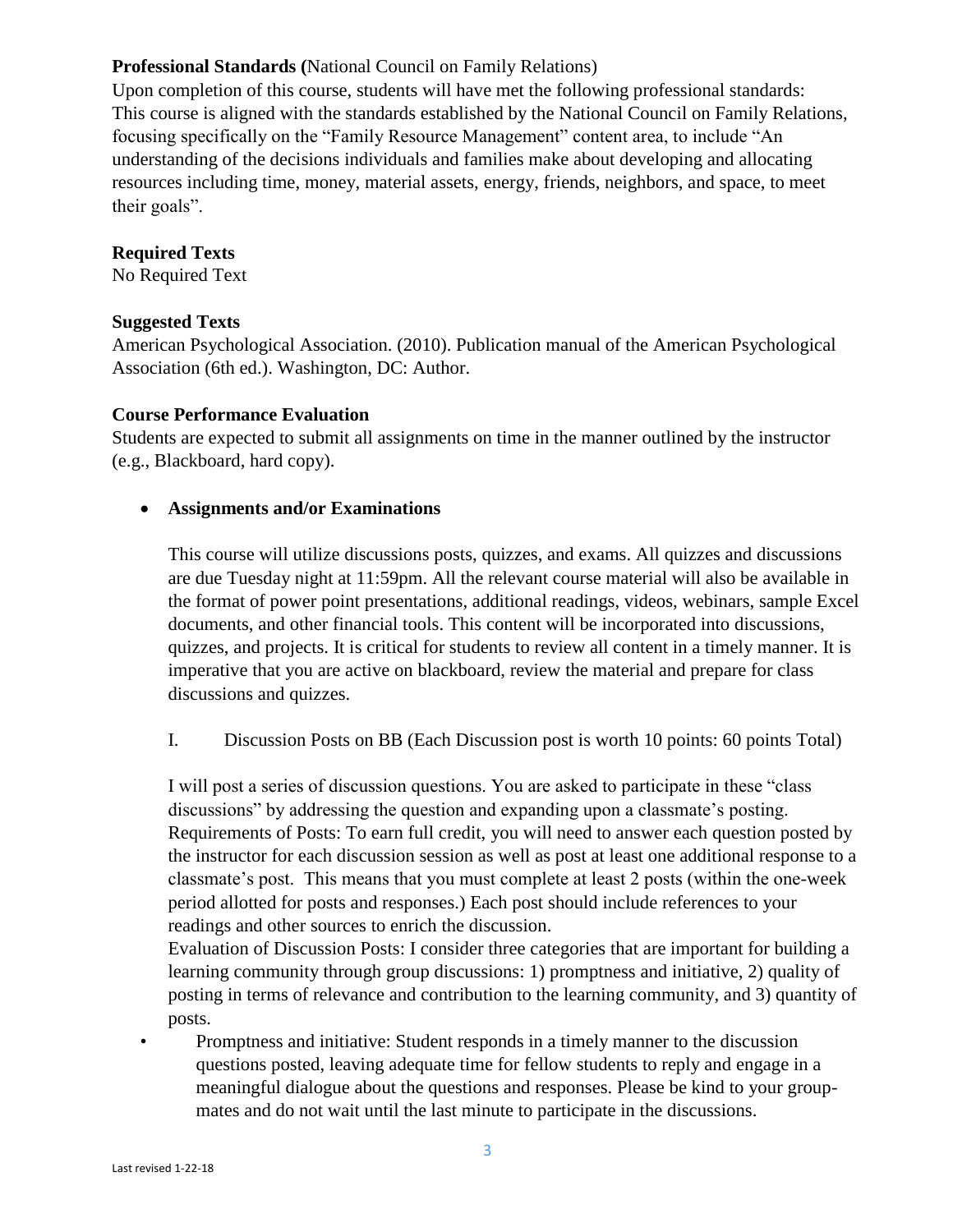**Professional Standards (**National Council on Family Relations)

Upon completion of this course, students will have met the following professional standards: This course is aligned with the standards established by the National Council on Family Relations, focusing specifically on the "Family Resource Management" content area, to include "An understanding of the decisions individuals and families make about developing and allocating resources including time, money, material assets, energy, friends, neighbors, and space, to meet their goals".

**Required Texts**

No Required Text

**Suggested Texts**

American Psychological Association. (2010). Publication manual of the American Psychological Association (6th ed.). Washington, DC: Author.

**Course Performance Evaluation**

Students are expected to submit all assignments on time in the manner outlined by the instructor (e.g., Blackboard, hard copy).

- **Assignments and/or Examinations**

  This course will utilize discussions posts, quizzes, and exams. All quizzes and discussions are due Tuesday night at 11:59pm. All the relevant course material will also be available in the format of power point presentations, additional readings, videos, webinars, sample Excel documents, and other financial tools. This content will be incorporated into discussions, quizzes, and projects. It is critical for students to review all content in a timely manner. It is imperative that you are active on blackboard, review the material and prepare for class discussions and quizzes.

  I. Discussion Posts on BB (Each Discussion post is worth 10 points: 60 points Total)

  I will post a series of discussion questions. You are asked to participate in these "class discussions" by addressing the question and expanding upon a classmate's posting. Requirements of Posts: To earn full credit, you will need to answer each question posted by the instructor for each discussion session as well as post at least one additional response to a classmate's post. This means that you must complete at least 2 posts (within the one-week period allotted for posts and responses.) Each post should include references to your readings and other sources to enrich the discussion.

  Evaluation of Discussion Posts: I consider three categories that are important for building a learning community through group discussions: 1) promptness and initiative, 2) quality of posting in terms of relevance and contribution to the learning community, and 3) quantity of posts.

- Promptness and initiative: Student responds in a timely manner to the discussion questions posted, leaving adequate time for fellow students to reply and engage in a meaningful dialogue about the questions and responses. Please be kind to your group-mates and do not wait until the last minute to participate in the discussions.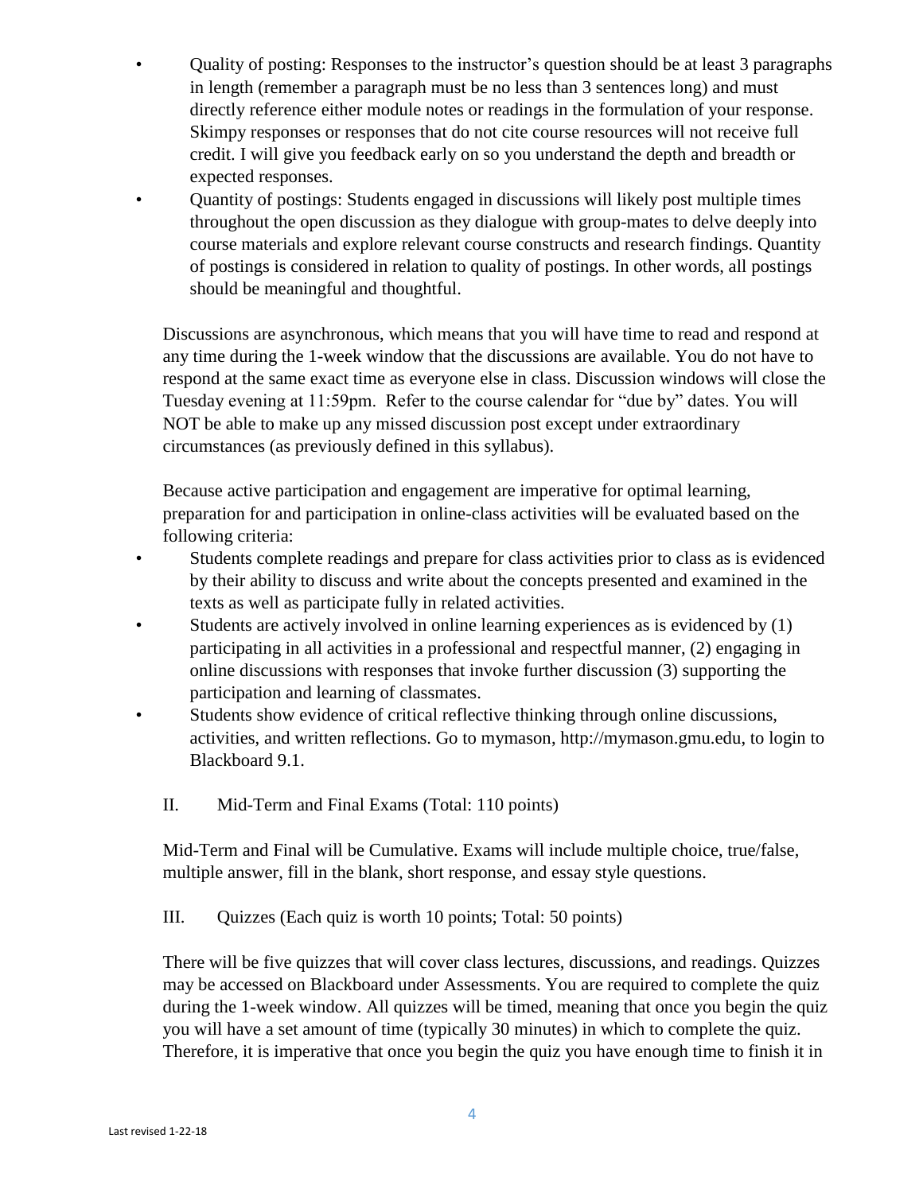- Quality of posting: Responses to the instructor's question should be at least 3 paragraphs in length (remember a paragraph must be no less than 3 sentences long) and must directly reference either module notes or readings in the formulation of your response. Skimpy responses or responses that do not cite course resources will not receive full credit. I will give you feedback early on so you understand the depth and breadth or expected responses.
- Quantity of postings: Students engaged in discussions will likely post multiple times throughout the open discussion as they dialogue with group-mates to delve deeply into course materials and explore relevant course constructs and research findings. Quantity of postings is considered in relation to quality of postings. In other words, all postings should be meaningful and thoughtful.

Discussions are asynchronous, which means that you will have time to read and respond at any time during the 1-week window that the discussions are available. You do not have to respond at the same exact time as everyone else in class. Discussion windows will close the Tuesday evening at 11:59pm. Refer to the course calendar for "due by" dates. You will NOT be able to make up any missed discussion post except under extraordinary circumstances (as previously defined in this syllabus).

Because active participation and engagement are imperative for optimal learning, preparation for and participation in online-class activities will be evaluated based on the following criteria:

- Students complete readings and prepare for class activities prior to class as is evidenced by their ability to discuss and write about the concepts presented and examined in the texts as well as participate fully in related activities.
- Students are actively involved in online learning experiences as is evidenced by (1) participating in all activities in a professional and respectful manner, (2) engaging in online discussions with responses that invoke further discussion (3) supporting the participation and learning of classmates.
- Students show evidence of critical reflective thinking through online discussions, activities, and written reflections. Go to mymason, http://mymason.gmu.edu, to login to Blackboard 9.1.

II. Mid-Term and Final Exams (Total: 110 points)

Mid-Term and Final will be Cumulative. Exams will include multiple choice, true/false, multiple answer, fill in the blank, short response, and essay style questions.

III. Quizzes (Each quiz is worth 10 points; Total: 50 points)

There will be five quizzes that will cover class lectures, discussions, and readings. Quizzes may be accessed on Blackboard under Assessments. You are required to complete the quiz during the 1-week window. All quizzes will be timed, meaning that once you begin the quiz you will have a set amount of time (typically 30 minutes) in which to complete the quiz. Therefore, it is imperative that once you begin the quiz you have enough time to finish it in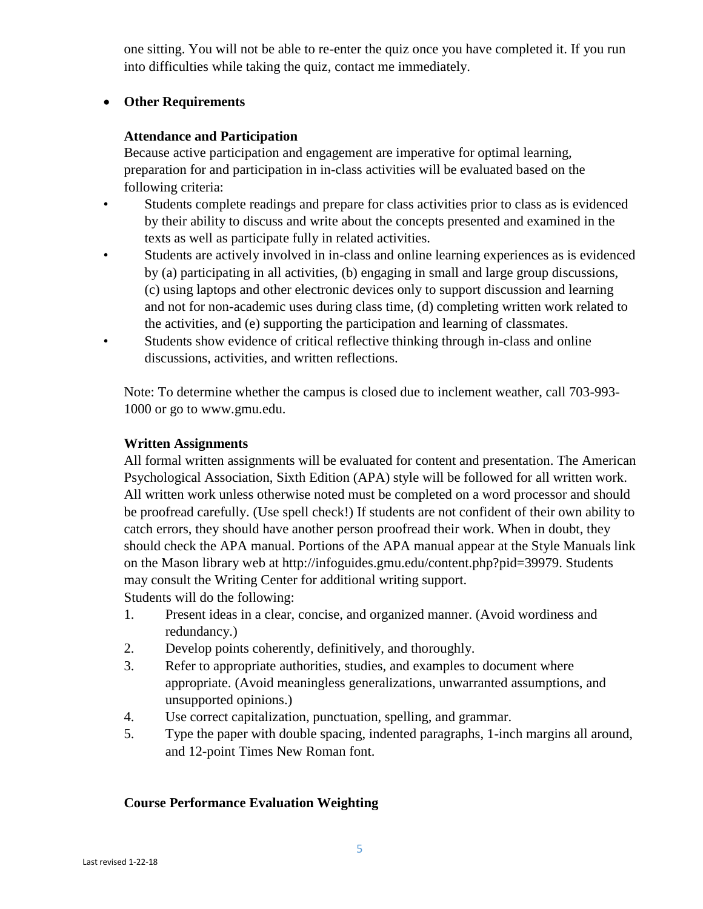one sitting. You will not be able to re-enter the quiz once you have completed it. If you run into difficulties while taking the quiz, contact me immediately.

- **Other Requirements**

**Attendance and Participation**

Because active participation and engagement are imperative for optimal learning, preparation for and participation in in-class activities will be evaluated based on the following criteria:

- Students complete readings and prepare for class activities prior to class as is evidenced by their ability to discuss and write about the concepts presented and examined in the texts as well as participate fully in related activities.
- Students are actively involved in in-class and online learning experiences as is evidenced by (a) participating in all activities, (b) engaging in small and large group discussions, (c) using laptops and other electronic devices only to support discussion and learning and not for non-academic uses during class time, (d) completing written work related to the activities, and (e) supporting the participation and learning of classmates.
- Students show evidence of critical reflective thinking through in-class and online discussions, activities, and written reflections.

Note: To determine whether the campus is closed due to inclement weather, call 703-993-1000 or go to www.gmu.edu.

**Written Assignments**

All formal written assignments will be evaluated for content and presentation. The American Psychological Association, Sixth Edition (APA) style will be followed for all written work. All written work unless otherwise noted must be completed on a word processor and should be proofread carefully. (Use spell check!) If students are not confident of their own ability to catch errors, they should have another person proofread their work. When in doubt, they should check the APA manual. Portions of the APA manual appear at the Style Manuals link on the Mason library web at http://infoguides.gmu.edu/content.php?pid=39979. Students may consult the Writing Center for additional writing support.

Students will do the following:

1. Present ideas in a clear, concise, and organized manner. (Avoid wordiness and redundancy.)
2. Develop points coherently, definitively, and thoroughly.
3. Refer to appropriate authorities, studies, and examples to document where appropriate. (Avoid meaningless generalizations, unwarranted assumptions, and unsupported opinions.)
4. Use correct capitalization, punctuation, spelling, and grammar.
5. Type the paper with double spacing, indented paragraphs, 1-inch margins all around, and 12-point Times New Roman font.

**Course Performance Evaluation Weighting**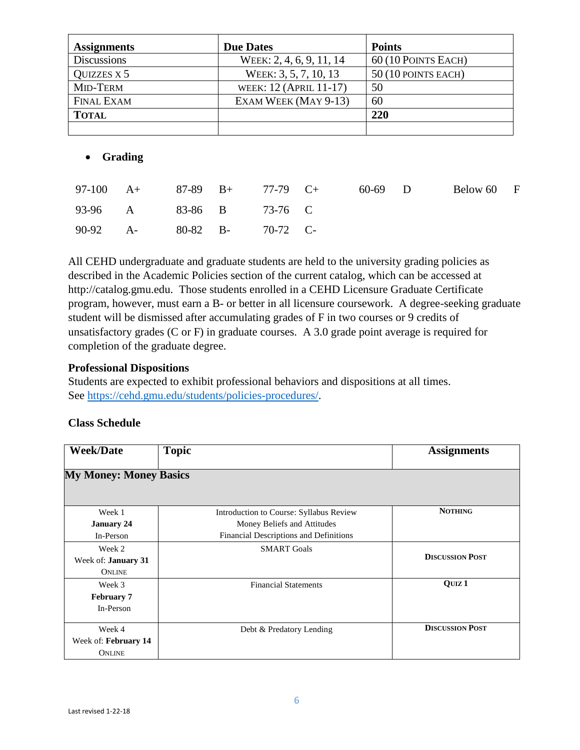| Assignments | Due Dates | Points |
|---|---|---|
| Discussions | Week: 2, 4, 6, 9, 11, 14 | 60 (10 Points Each) |
| Quizzes x 5 | Week: 3, 5, 7, 10, 13 | 50 (10 points each) |
| Mid-Term | week: 12 (April 11-17) | 50 |
| Final Exam | Exam Week (May 9-13) | 60 |
| **Total** | | **220** |
| | | |

- **Grading**

| | | | | | | | | | |
|---|---|---|---|---|---|---|---|---|---|
| 97-100 | A+ | 87-89 | B+ | 77-79 | C+ | 60-69 | D | Below 60 | F |
| 93-96 | A | 83-86 | B | 73-76 | C | | | | |
| 90-92 | A- | 80-82 | B- | 70-72 | C- | | | | |

All CEHD undergraduate and graduate students are held to the university grading policies as described in the Academic Policies section of the current catalog, which can be accessed at http://catalog.gmu.edu. Those students enrolled in a CEHD Licensure Graduate Certificate program, however, must earn a B- or better in all licensure coursework. A degree-seeking graduate student will be dismissed after accumulating grades of F in two courses or 9 credits of unsatisfactory grades (C or F) in graduate courses. A 3.0 grade point average is required for completion of the graduate degree.

**Professional Dispositions**

Students are expected to exhibit professional behaviors and dispositions at all times. See https://cehd.gmu.edu/students/policies-procedures/.

**Class Schedule**

| Week/Date | Topic | Assignments |
|---|---|---|
| **My Money: Money Basics** | | |
| Week 1<br>**January 24**<br>In-Person | Introduction to Course: Syllabus Review<br>Money Beliefs and Attitudes<br>Financial Descriptions and Definitions | **Nothing** |
| Week 2<br>Week of: **January 31**<br>Online | SMART Goals | **Discussion Post** |
| Week 3<br>**February 7**<br>In-Person | Financial Statements | **Quiz 1** |
| Week 4<br>Week of: **February 14**<br>Online | Debt & Predatory Lending | **Discussion Post** |

Last revised 1-22-18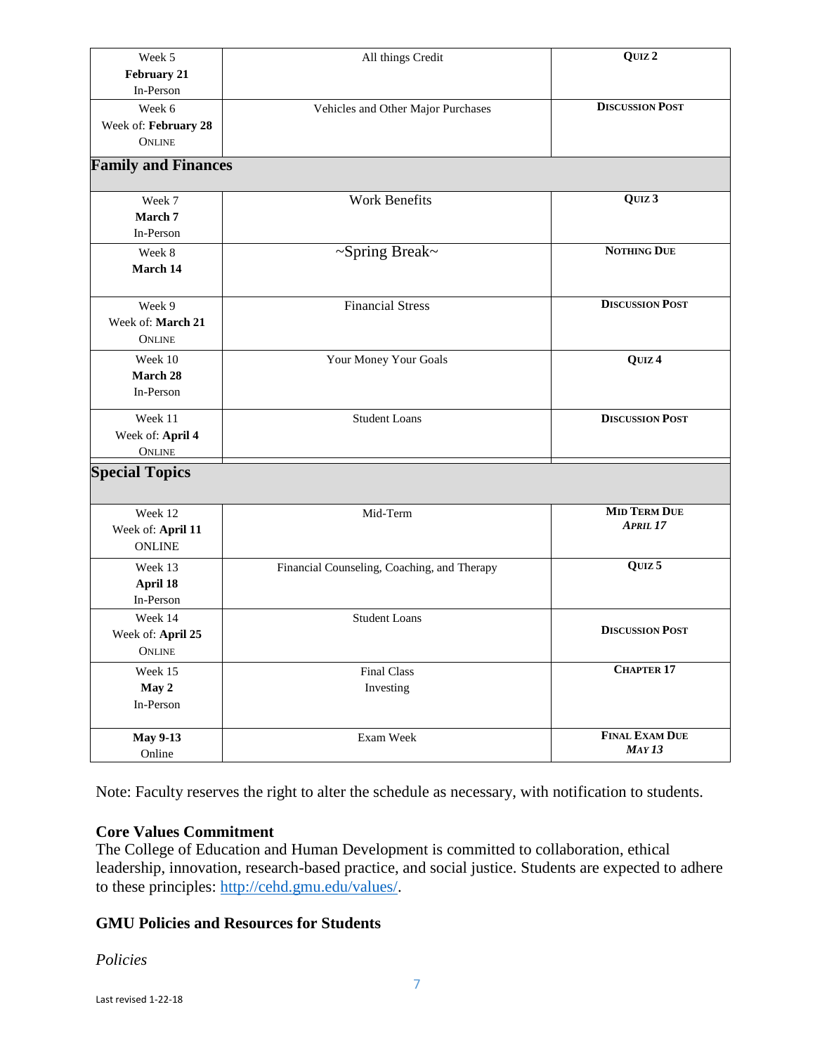| | | |
|---|---|---|
| Week 5<br>**February 21**<br>In-Person | All things Credit | **Quiz 2** |
| Week 6<br>Week of: **February 28**<br>Online | Vehicles and Other Major Purchases | **Discussion Post** |
| **Family and Finances** | | |
| Week 7<br>**March 7**<br>In-Person | Work Benefits | **Quiz 3** |
| Week 8<br>**March 14** | ~Spring Break~ | **Nothing Due** |
| Week 9<br>Week of: **March 21**<br>Online | Financial Stress | **Discussion Post** |
| Week 10<br>**March 28**<br>In-Person | Your Money Your Goals | **Quiz 4** |
| Week 11<br>Week of: **April 4**<br>Online | Student Loans | **Discussion Post** |
| **Special Topics** | | |
| Week 12<br>Week of: **April 11**<br>ONLINE | Mid-Term | **Mid Term Due**<br>***April 17*** |
| Week 13<br>**April 18**<br>In-Person | Financial Counseling, Coaching, and Therapy | **Quiz 5** |
| Week 14<br>Week of: **April 25**<br>Online | Student Loans | **Discussion Post** |
| Week 15<br>**May 2**<br>In-Person | Final Class<br>Investing | **Chapter 17** |
| **May 9-13**<br>Online | Exam Week | **Final Exam Due**<br>***May 13*** |

Note: Faculty reserves the right to alter the schedule as necessary, with notification to students.

### Core Values Commitment

The College of Education and Human Development is committed to collaboration, ethical leadership, innovation, research-based practice, and social justice. Students are expected to adhere to these principles: http://cehd.gmu.edu/values/.

### GMU Policies and Resources for Students

*Policies*

Last revised 1-22-18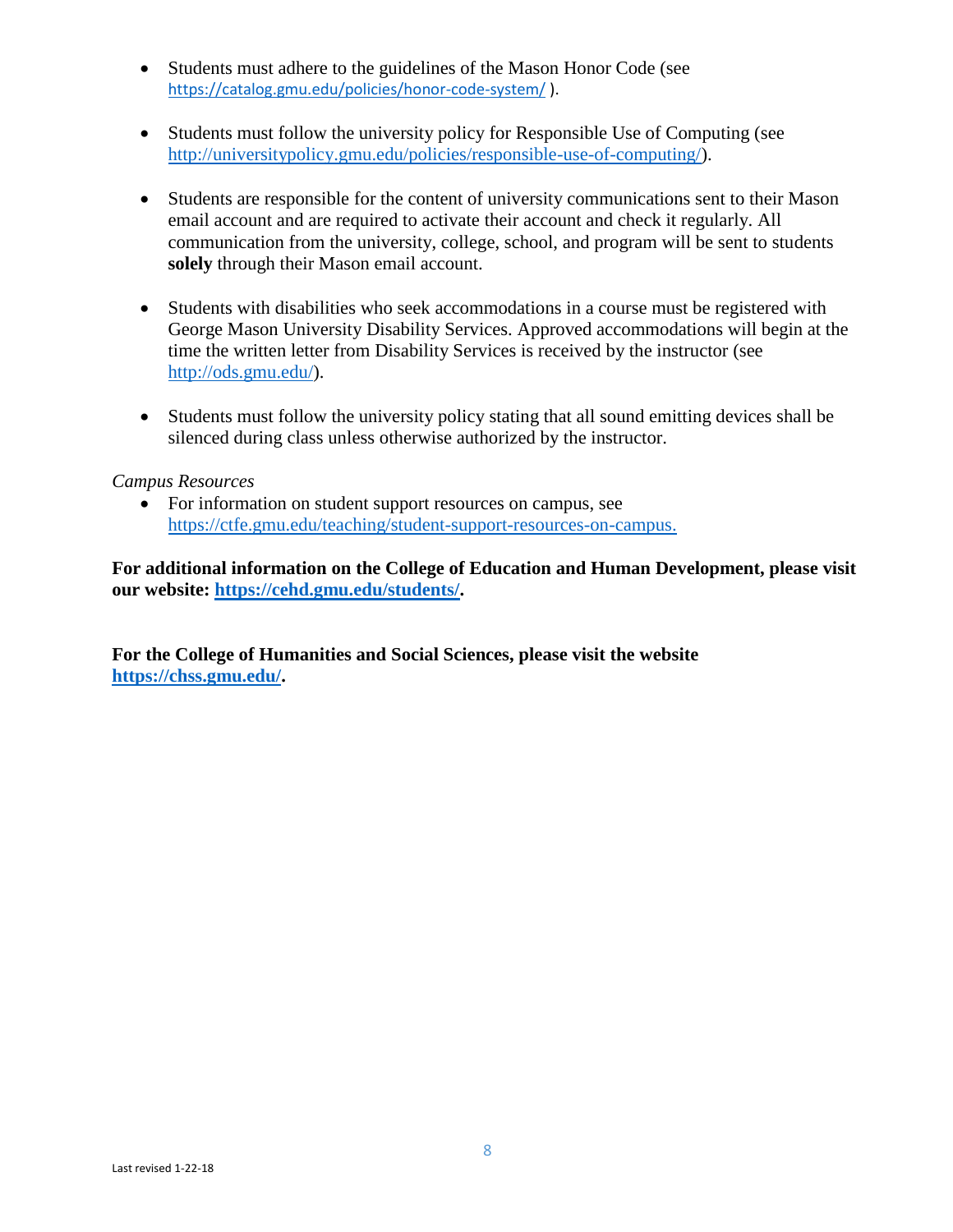- Students must adhere to the guidelines of the Mason Honor Code (see https://catalog.gmu.edu/policies/honor-code-system/ ).

- Students must follow the university policy for Responsible Use of Computing (see http://universitypolicy.gmu.edu/policies/responsible-use-of-computing/).

- Students are responsible for the content of university communications sent to their Mason email account and are required to activate their account and check it regularly. All communication from the university, college, school, and program will be sent to students **solely** through their Mason email account.

- Students with disabilities who seek accommodations in a course must be registered with George Mason University Disability Services. Approved accommodations will begin at the time the written letter from Disability Services is received by the instructor (see http://ods.gmu.edu/).

- Students must follow the university policy stating that all sound emitting devices shall be silenced during class unless otherwise authorized by the instructor.

*Campus Resources*

- For information on student support resources on campus, see https://ctfe.gmu.edu/teaching/student-support-resources-on-campus.

**For additional information on the College of Education and Human Development, please visit our website: https://cehd.gmu.edu/students/.**

**For the College of Humanities and Social Sciences, please visit the website https://chss.gmu.edu/.**

Last revised 1-22-18